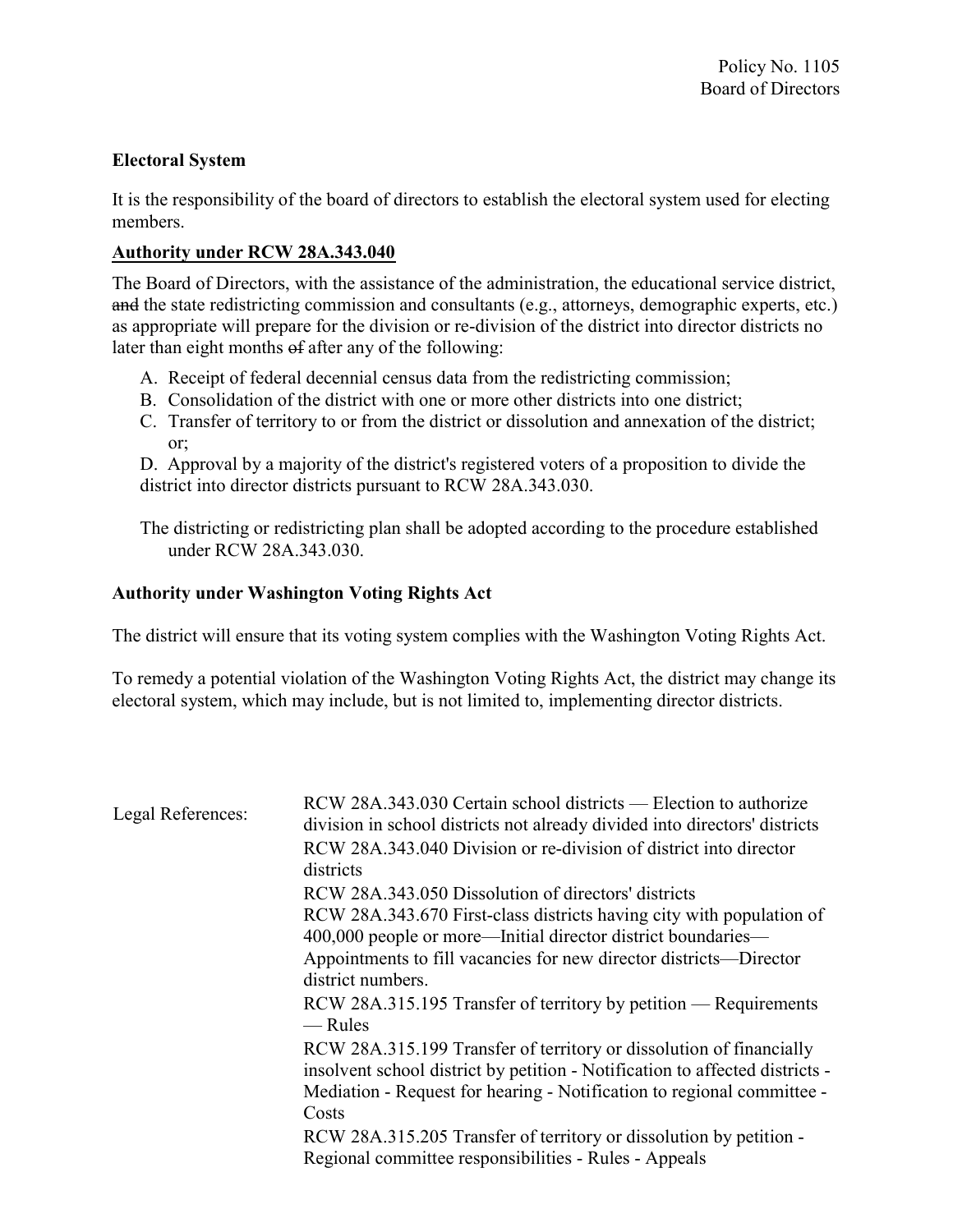Policy No. 1105
Board of Directors

**Electoral System**

It is the responsibility of the board of directors to establish the electoral system used for electing members.

**Authority under RCW 28A.343.040**

The Board of Directors, with the assistance of the administration, the educational service district, ~~and~~ the state redistricting commission and consultants (e.g., attorneys, demographic experts, etc.) as appropriate will prepare for the division or re-division of the district into director districts no later than eight months ~~of~~ after any of the following:

A. Receipt of federal decennial census data from the redistricting commission;
B. Consolidation of the district with one or more other districts into one district;
C. Transfer of territory to or from the district or dissolution and annexation of the district; or;
D. Approval by a majority of the district's registered voters of a proposition to divide the district into director districts pursuant to RCW 28A.343.030.

The districting or redistricting plan shall be adopted according to the procedure established under RCW 28A.343.030.

**Authority under Washington Voting Rights Act**

The district will ensure that its voting system complies with the Washington Voting Rights Act.

To remedy a potential violation of the Washington Voting Rights Act, the district may change its electoral system, which may include, but is not limited to, implementing director districts.

| Legal References: | RCW 28A.343.030 Certain school districts — Election to authorize division in school districts not already divided into directors' districts |
|---|---|
| | RCW 28A.343.040 Division or re-division of district into director districts |
| | RCW 28A.343.050 Dissolution of directors' districts |
| | RCW 28A.343.670 First-class districts having city with population of 400,000 people or more—Initial director district boundaries—Appointments to fill vacancies for new director districts—Director district numbers. |
| | RCW 28A.315.195 Transfer of territory by petition — Requirements — Rules |
| | RCW 28A.315.199 Transfer of territory or dissolution of financially insolvent school district by petition - Notification to affected districts - Mediation - Request for hearing - Notification to regional committee - Costs |
| | RCW 28A.315.205 Transfer of territory or dissolution by petition - Regional committee responsibilities - Rules - Appeals |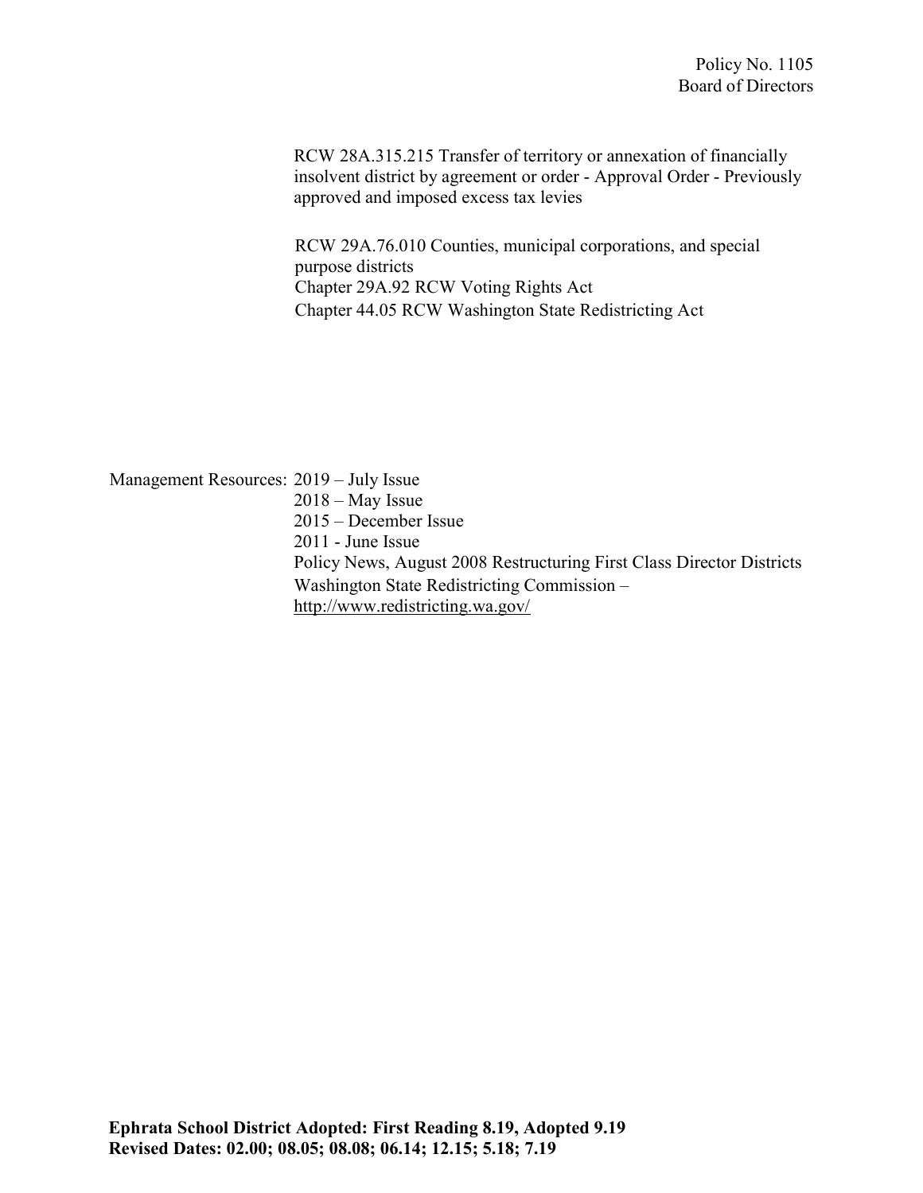RCW 28A.315.215 Transfer of territory or annexation of financially insolvent district by agreement or order - Approval Order - Previously approved and imposed excess tax levies

RCW 29A.76.010 Counties, municipal corporations, and special purpose districts
Chapter 29A.92 RCW Voting Rights Act
Chapter 44.05 RCW Washington State Redistricting Act

Management Resources: 2019 – July Issue
2018 – May Issue
2015 – December Issue
2011 - June Issue
Policy News, August 2008 Restructuring First Class Director Districts
Washington State Redistricting Commission – http://www.redistricting.wa.gov/

**Ephrata School District Adopted: First Reading 8.19, Adopted 9.19**
**Revised Dates: 02.00; 08.05; 08.08; 06.14; 12.15; 5.18; 7.19**